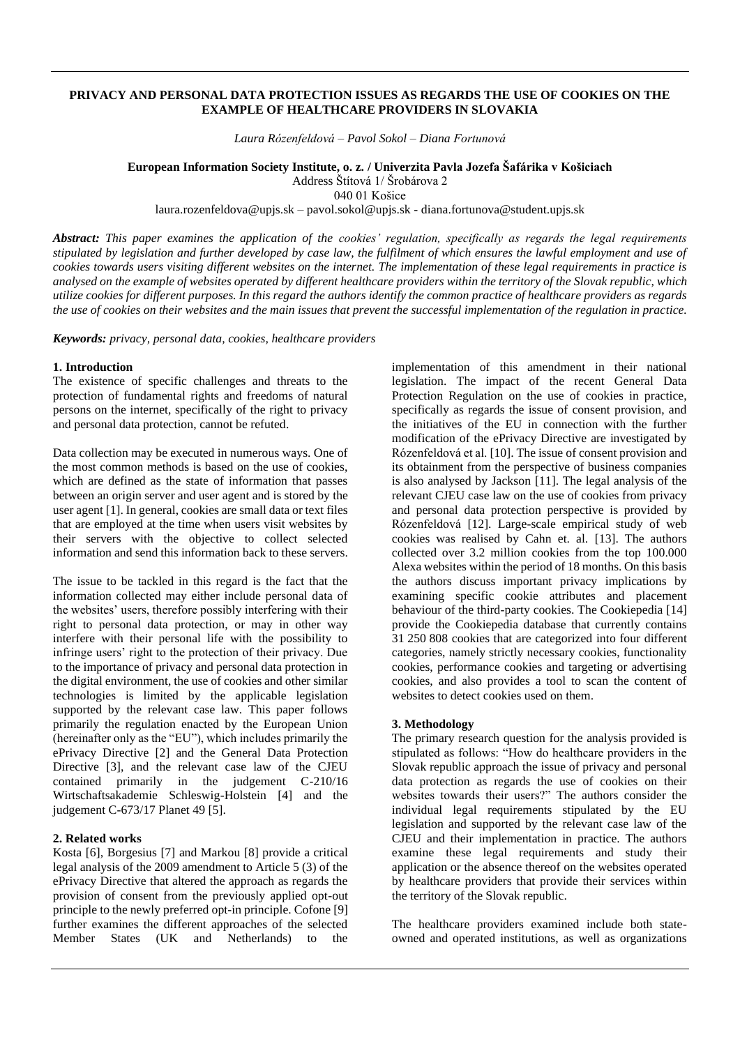# PRIVACY AND PERSONAL DATA PROTECTION ISSUES AS REGARDS THE USE OF COOKIES ON THE EXAMPLE OF HEALTHCARE PROVIDERS IN SLOVAKIA

*Laura Rózenfeldová – Pavol Sokol – Diana Fortunová*

**European Information Society Institute, o. z. / Univerzita Pavla Jozefa Šafárika v Košiciach**

Address Štítová 1/ Šrobárova 2

040 01 Košice

laura.rozenfeldova@upjs.sk – pavol.sokol@upjs.sk - diana.fortunova@student.upjs.sk

***Abstract:** This paper examines the application of the cookies' regulation, specifically as regards the legal requirements stipulated by legislation and further developed by case law, the fulfilment of which ensures the lawful employment and use of cookies towards users visiting different websites on the internet. The implementation of these legal requirements in practice is analysed on the example of websites operated by different healthcare providers within the territory of the Slovak republic, which utilize cookies for different purposes. In this regard the authors identify the common practice of healthcare providers as regards the use of cookies on their websites and the main issues that prevent the successful implementation of the regulation in practice.*

***Keywords:** privacy, personal data, cookies, healthcare providers*

## 1. Introduction

The existence of specific challenges and threats to the protection of fundamental rights and freedoms of natural persons on the internet, specifically of the right to privacy and personal data protection, cannot be refuted.

Data collection may be executed in numerous ways. One of the most common methods is based on the use of cookies, which are defined as the state of information that passes between an origin server and user agent and is stored by the user agent [1]. In general, cookies are small data or text files that are employed at the time when users visit websites by their servers with the objective to collect selected information and send this information back to these servers.

The issue to be tackled in this regard is the fact that the information collected may either include personal data of the websites' users, therefore possibly interfering with their right to personal data protection, or may in other way interfere with their personal life with the possibility to infringe users' right to the protection of their privacy. Due to the importance of privacy and personal data protection in the digital environment, the use of cookies and other similar technologies is limited by the applicable legislation supported by the relevant case law. This paper follows primarily the regulation enacted by the European Union (hereinafter only as the "EU"), which includes primarily the ePrivacy Directive [2] and the General Data Protection Directive [3], and the relevant case law of the CJEU contained primarily in the judgement C-210/16 Wirtschaftsakademie Schleswig-Holstein [4] and the judgement C-673/17 Planet 49 [5].

## 2. Related works

Kosta [6], Borgesius [7] and Markou [8] provide a critical legal analysis of the 2009 amendment to Article 5 (3) of the ePrivacy Directive that altered the approach as regards the provision of consent from the previously applied opt-out principle to the newly preferred opt-in principle. Cofone [9] further examines the different approaches of the selected Member States (UK and Netherlands) to the implementation of this amendment in their national legislation. The impact of the recent General Data Protection Regulation on the use of cookies in practice, specifically as regards the issue of consent provision, and the initiatives of the EU in connection with the further modification of the ePrivacy Directive are investigated by Rózenfeldová et al. [10]. The issue of consent provision and its obtainment from the perspective of business companies is also analysed by Jackson [11]. The legal analysis of the relevant CJEU case law on the use of cookies from privacy and personal data protection perspective is provided by Rózenfeldová [12]. Large-scale empirical study of web cookies was realised by Cahn et. al. [13]. The authors collected over 3.2 million cookies from the top 100.000 Alexa websites within the period of 18 months. On this basis the authors discuss important privacy implications by examining specific cookie attributes and placement behaviour of the third-party cookies. The Cookiepedia [14] provide the Cookiepedia database that currently contains 31 250 808 cookies that are categorized into four different categories, namely strictly necessary cookies, functionality cookies, performance cookies and targeting or advertising cookies, and also provides a tool to scan the content of websites to detect cookies used on them.

## 3. Methodology

The primary research question for the analysis provided is stipulated as follows: "How do healthcare providers in the Slovak republic approach the issue of privacy and personal data protection as regards the use of cookies on their websites towards their users?" The authors consider the individual legal requirements stipulated by the EU legislation and supported by the relevant case law of the CJEU and their implementation in practice. The authors examine these legal requirements and study their application or the absence thereof on the websites operated by healthcare providers that provide their services within the territory of the Slovak republic.

The healthcare providers examined include both state-owned and operated institutions, as well as organizations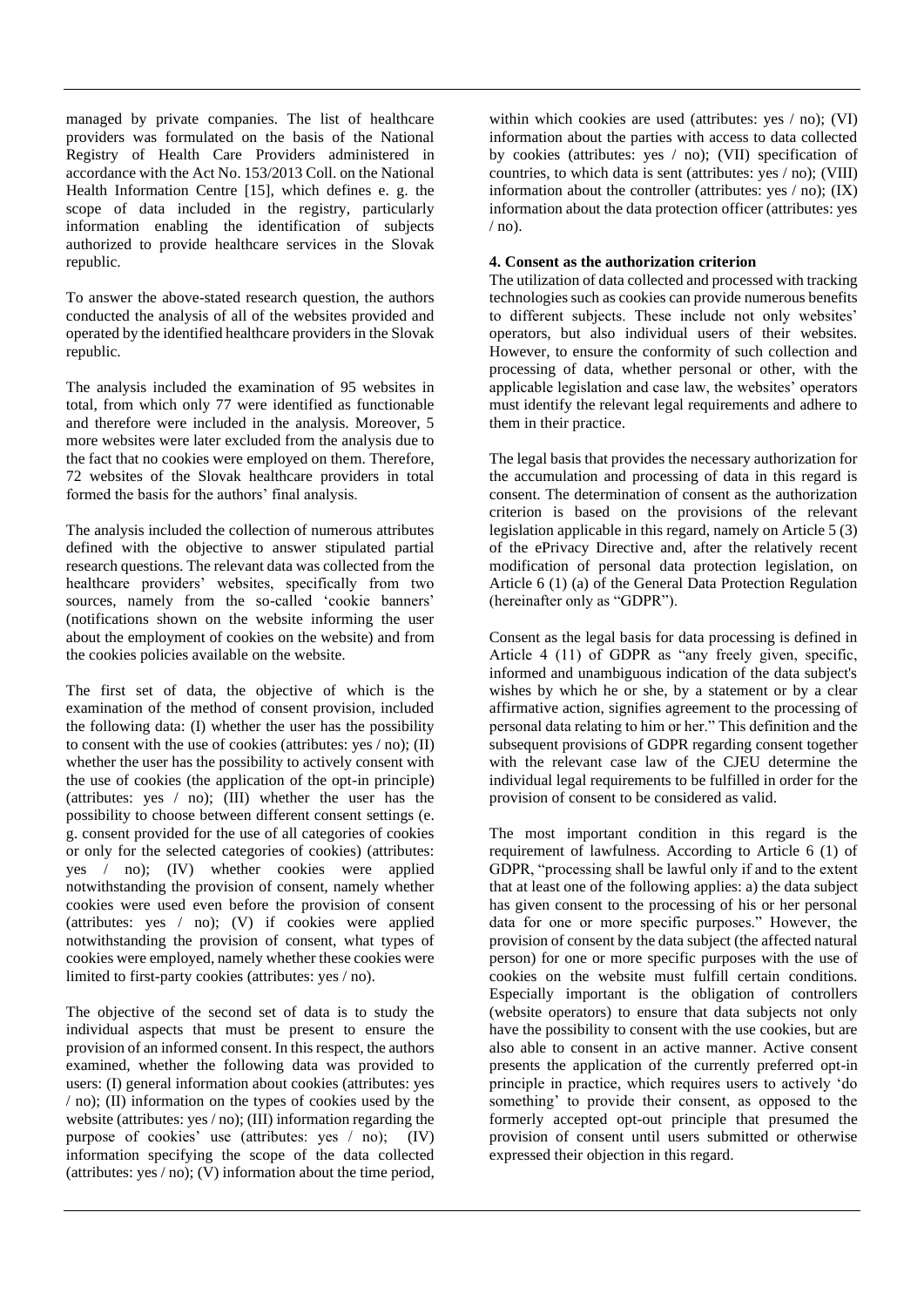managed by private companies. The list of healthcare providers was formulated on the basis of the National Registry of Health Care Providers administered in accordance with the Act No. 153/2013 Coll. on the National Health Information Centre [15], which defines e. g. the scope of data included in the registry, particularly information enabling the identification of subjects authorized to provide healthcare services in the Slovak republic.

To answer the above-stated research question, the authors conducted the analysis of all of the websites provided and operated by the identified healthcare providers in the Slovak republic.

The analysis included the examination of 95 websites in total, from which only 77 were identified as functionable and therefore were included in the analysis. Moreover, 5 more websites were later excluded from the analysis due to the fact that no cookies were employed on them. Therefore, 72 websites of the Slovak healthcare providers in total formed the basis for the authors' final analysis.

The analysis included the collection of numerous attributes defined with the objective to answer stipulated partial research questions. The relevant data was collected from the healthcare providers' websites, specifically from two sources, namely from the so-called 'cookie banners' (notifications shown on the website informing the user about the employment of cookies on the website) and from the cookies policies available on the website.

The first set of data, the objective of which is the examination of the method of consent provision, included the following data: (I) whether the user has the possibility to consent with the use of cookies (attributes: yes / no); (II) whether the user has the possibility to actively consent with the use of cookies (the application of the opt-in principle) (attributes: yes / no); (III) whether the user has the possibility to choose between different consent settings (e. g. consent provided for the use of all categories of cookies or only for the selected categories of cookies) (attributes: yes / no); (IV) whether cookies were applied notwithstanding the provision of consent, namely whether cookies were used even before the provision of consent (attributes: yes / no); (V) if cookies were applied notwithstanding the provision of consent, what types of cookies were employed, namely whether these cookies were limited to first-party cookies (attributes: yes / no).

The objective of the second set of data is to study the individual aspects that must be present to ensure the provision of an informed consent. In this respect, the authors examined, whether the following data was provided to users: (I) general information about cookies (attributes: yes / no); (II) information on the types of cookies used by the website (attributes: yes / no); (III) information regarding the purpose of cookies' use (attributes: yes / no); (IV) information specifying the scope of the data collected (attributes: yes / no); (V) information about the time period, within which cookies are used (attributes: yes / no); (VI) information about the parties with access to data collected by cookies (attributes: yes / no); (VII) specification of countries, to which data is sent (attributes: yes / no); (VIII) information about the controller (attributes: yes / no); (IX) information about the data protection officer (attributes: yes / no).

**4. Consent as the authorization criterion**

The utilization of data collected and processed with tracking technologies such as cookies can provide numerous benefits to different subjects. These include not only websites' operators, but also individual users of their websites. However, to ensure the conformity of such collection and processing of data, whether personal or other, with the applicable legislation and case law, the websites' operators must identify the relevant legal requirements and adhere to them in their practice.

The legal basis that provides the necessary authorization for the accumulation and processing of data in this regard is consent. The determination of consent as the authorization criterion is based on the provisions of the relevant legislation applicable in this regard, namely on Article 5 (3) of the ePrivacy Directive and, after the relatively recent modification of personal data protection legislation, on Article 6 (1) (a) of the General Data Protection Regulation (hereinafter only as "GDPR").

Consent as the legal basis for data processing is defined in Article 4 (11) of GDPR as "any freely given, specific, informed and unambiguous indication of the data subject's wishes by which he or she, by a statement or by a clear affirmative action, signifies agreement to the processing of personal data relating to him or her." This definition and the subsequent provisions of GDPR regarding consent together with the relevant case law of the CJEU determine the individual legal requirements to be fulfilled in order for the provision of consent to be considered as valid.

The most important condition in this regard is the requirement of lawfulness. According to Article 6 (1) of GDPR, "processing shall be lawful only if and to the extent that at least one of the following applies: a) the data subject has given consent to the processing of his or her personal data for one or more specific purposes." However, the provision of consent by the data subject (the affected natural person) for one or more specific purposes with the use of cookies on the website must fulfill certain conditions. Especially important is the obligation of controllers (website operators) to ensure that data subjects not only have the possibility to consent with the use cookies, but are also able to consent in an active manner. Active consent presents the application of the currently preferred opt-in principle in practice, which requires users to actively 'do something' to provide their consent, as opposed to the formerly accepted opt-out principle that presumed the provision of consent until users submitted or otherwise expressed their objection in this regard.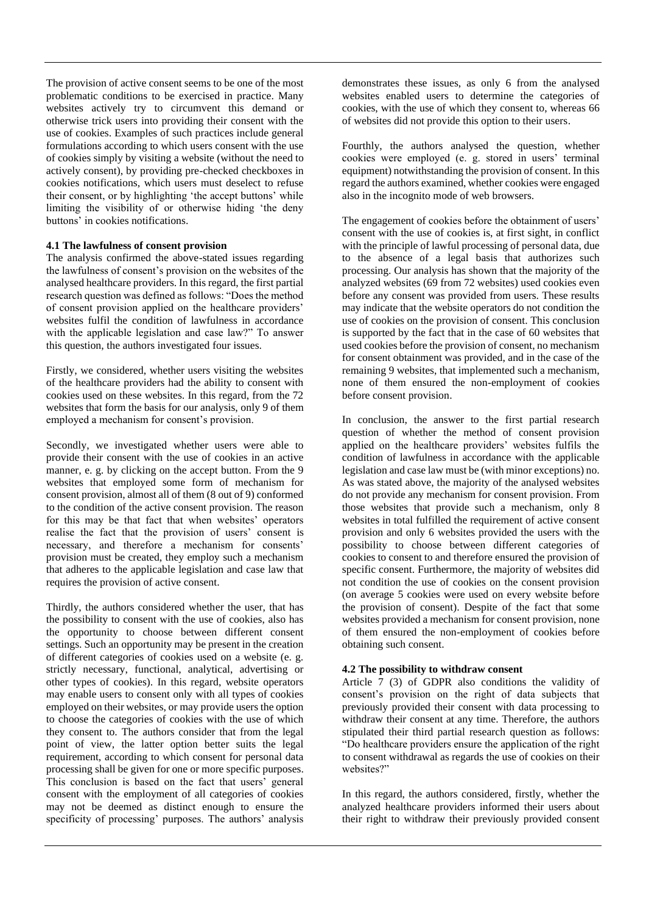The provision of active consent seems to be one of the most problematic conditions to be exercised in practice. Many websites actively try to circumvent this demand or otherwise trick users into providing their consent with the use of cookies. Examples of such practices include general formulations according to which users consent with the use of cookies simply by visiting a website (without the need to actively consent), by providing pre-checked checkboxes in cookies notifications, which users must deselect to refuse their consent, or by highlighting 'the accept buttons' while limiting the visibility of or otherwise hiding 'the deny buttons' in cookies notifications.

### 4.1 The lawfulness of consent provision

The analysis confirmed the above-stated issues regarding the lawfulness of consent's provision on the websites of the analysed healthcare providers. In this regard, the first partial research question was defined as follows: "Does the method of consent provision applied on the healthcare providers' websites fulfil the condition of lawfulness in accordance with the applicable legislation and case law?" To answer this question, the authors investigated four issues.

Firstly, we considered, whether users visiting the websites of the healthcare providers had the ability to consent with cookies used on these websites. In this regard, from the 72 websites that form the basis for our analysis, only 9 of them employed a mechanism for consent's provision.

Secondly, we investigated whether users were able to provide their consent with the use of cookies in an active manner, e. g. by clicking on the accept button. From the 9 websites that employed some form of mechanism for consent provision, almost all of them (8 out of 9) conformed to the condition of the active consent provision. The reason for this may be that fact that when websites' operators realise the fact that the provision of users' consent is necessary, and therefore a mechanism for consents' provision must be created, they employ such a mechanism that adheres to the applicable legislation and case law that requires the provision of active consent.

Thirdly, the authors considered whether the user, that has the possibility to consent with the use of cookies, also has the opportunity to choose between different consent settings. Such an opportunity may be present in the creation of different categories of cookies used on a website (e. g. strictly necessary, functional, analytical, advertising or other types of cookies). In this regard, website operators may enable users to consent only with all types of cookies employed on their websites, or may provide users the option to choose the categories of cookies with the use of which they consent to. The authors consider that from the legal point of view, the latter option better suits the legal requirement, according to which consent for personal data processing shall be given for one or more specific purposes. This conclusion is based on the fact that users' general consent with the employment of all categories of cookies may not be deemed as distinct enough to ensure the specificity of processing' purposes. The authors' analysis demonstrates these issues, as only 6 from the analysed websites enabled users to determine the categories of cookies, with the use of which they consent to, whereas 66 of websites did not provide this option to their users.

Fourthly, the authors analysed the question, whether cookies were employed (e. g. stored in users' terminal equipment) notwithstanding the provision of consent. In this regard the authors examined, whether cookies were engaged also in the incognito mode of web browsers.

The engagement of cookies before the obtainment of users' consent with the use of cookies is, at first sight, in conflict with the principle of lawful processing of personal data, due to the absence of a legal basis that authorizes such processing. Our analysis has shown that the majority of the analyzed websites (69 from 72 websites) used cookies even before any consent was provided from users. These results may indicate that the website operators do not condition the use of cookies on the provision of consent. This conclusion is supported by the fact that in the case of 60 websites that used cookies before the provision of consent, no mechanism for consent obtainment was provided, and in the case of the remaining 9 websites, that implemented such a mechanism, none of them ensured the non-employment of cookies before consent provision.

In conclusion, the answer to the first partial research question of whether the method of consent provision applied on the healthcare providers' websites fulfils the condition of lawfulness in accordance with the applicable legislation and case law must be (with minor exceptions) no. As was stated above, the majority of the analysed websites do not provide any mechanism for consent provision. From those websites that provide such a mechanism, only 8 websites in total fulfilled the requirement of active consent provision and only 6 websites provided the users with the possibility to choose between different categories of cookies to consent to and therefore ensured the provision of specific consent. Furthermore, the majority of websites did not condition the use of cookies on the consent provision (on average 5 cookies were used on every website before the provision of consent). Despite of the fact that some websites provided a mechanism for consent provision, none of them ensured the non-employment of cookies before obtaining such consent.

### 4.2 The possibility to withdraw consent

Article 7 (3) of GDPR also conditions the validity of consent's provision on the right of data subjects that previously provided their consent with data processing to withdraw their consent at any time. Therefore, the authors stipulated their third partial research question as follows: "Do healthcare providers ensure the application of the right to consent withdrawal as regards the use of cookies on their websites?"

In this regard, the authors considered, firstly, whether the analyzed healthcare providers informed their users about their right to withdraw their previously provided consent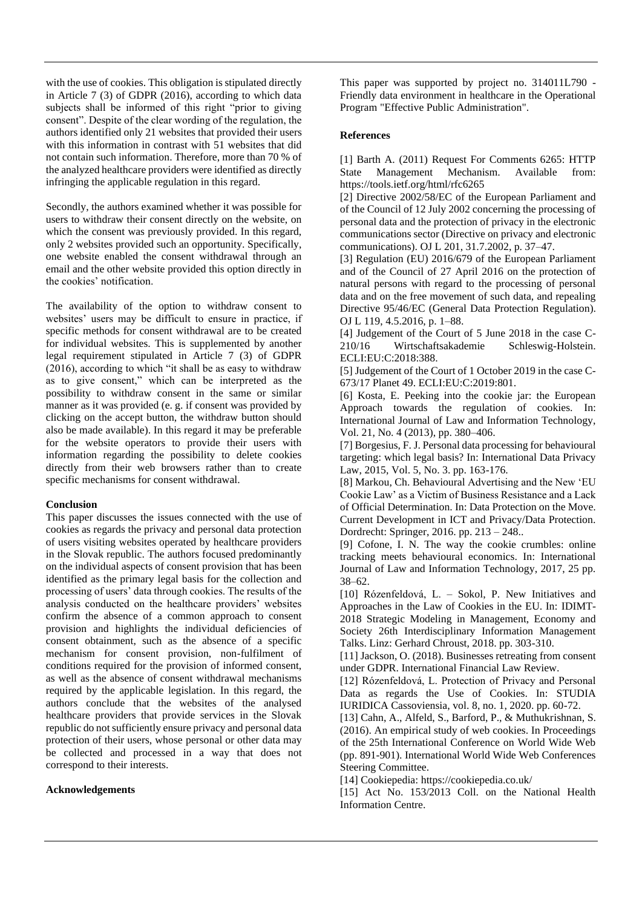with the use of cookies. This obligation is stipulated directly in Article 7 (3) of GDPR (2016), according to which data subjects shall be informed of this right "prior to giving consent". Despite of the clear wording of the regulation, the authors identified only 21 websites that provided their users with this information in contrast with 51 websites that did not contain such information. Therefore, more than 70 % of the analyzed healthcare providers were identified as directly infringing the applicable regulation in this regard.

Secondly, the authors examined whether it was possible for users to withdraw their consent directly on the website, on which the consent was previously provided. In this regard, only 2 websites provided such an opportunity. Specifically, one website enabled the consent withdrawal through an email and the other website provided this option directly in the cookies' notification.

The availability of the option to withdraw consent to websites' users may be difficult to ensure in practice, if specific methods for consent withdrawal are to be created for individual websites. This is supplemented by another legal requirement stipulated in Article 7 (3) of GDPR (2016), according to which "it shall be as easy to withdraw as to give consent," which can be interpreted as the possibility to withdraw consent in the same or similar manner as it was provided (e. g. if consent was provided by clicking on the accept button, the withdraw button should also be made available). In this regard it may be preferable for the website operators to provide their users with information regarding the possibility to delete cookies directly from their web browsers rather than to create specific mechanisms for consent withdrawal.

**Conclusion**

This paper discusses the issues connected with the use of cookies as regards the privacy and personal data protection of users visiting websites operated by healthcare providers in the Slovak republic. The authors focused predominantly on the individual aspects of consent provision that has been identified as the primary legal basis for the collection and processing of users' data through cookies. The results of the analysis conducted on the healthcare providers' websites confirm the absence of a common approach to consent provision and highlights the individual deficiencies of consent obtainment, such as the absence of a specific mechanism for consent provision, non-fulfilment of conditions required for the provision of informed consent, as well as the absence of consent withdrawal mechanisms required by the applicable legislation. In this regard, the authors conclude that the websites of the analysed healthcare providers that provide services in the Slovak republic do not sufficiently ensure privacy and personal data protection of their users, whose personal or other data may be collected and processed in a way that does not correspond to their interests.

**Acknowledgements**

This paper was supported by project no. 314011L790 - Friendly data environment in healthcare in the Operational Program "Effective Public Administration".

**References**

[1] Barth A. (2011) Request For Comments 6265: HTTP State Management Mechanism. Available from: https://tools.ietf.org/html/rfc6265

[2] Directive 2002/58/EC of the European Parliament and of the Council of 12 July 2002 concerning the processing of personal data and the protection of privacy in the electronic communications sector (Directive on privacy and electronic communications). OJ L 201, 31.7.2002, p. 37–47.

[3] Regulation (EU) 2016/679 of the European Parliament and of the Council of 27 April 2016 on the protection of natural persons with regard to the processing of personal data and on the free movement of such data, and repealing Directive 95/46/EC (General Data Protection Regulation). OJ L 119, 4.5.2016, p. 1–88.

[4] Judgement of the Court of 5 June 2018 in the case C-210/16 Wirtschaftsakademie Schleswig-Holstein. ECLI:EU:C:2018:388.

[5] Judgement of the Court of 1 October 2019 in the case C-673/17 Planet 49. ECLI:EU:C:2019:801.

[6] Kosta, E. Peeking into the cookie jar: the European Approach towards the regulation of cookies. In: International Journal of Law and Information Technology, Vol. 21, No. 4 (2013), pp. 380–406.

[7] Borgesius, F. J. Personal data processing for behavioural targeting: which legal basis? In: International Data Privacy Law, 2015, Vol. 5, No. 3. pp. 163-176.

[8] Markou, Ch. Behavioural Advertising and the New 'EU Cookie Law' as a Victim of Business Resistance and a Lack of Official Determination. In: Data Protection on the Move. Current Development in ICT and Privacy/Data Protection. Dordrecht: Springer, 2016. pp. 213 – 248..

[9] Cofone, I. N. The way the cookie crumbles: online tracking meets behavioural economics. In: International Journal of Law and Information Technology, 2017, 25 pp. 38–62.

[10] Rózenfeldová, L. – Sokol, P. New Initiatives and Approaches in the Law of Cookies in the EU. In: IDIMT-2018 Strategic Modeling in Management, Economy and Society 26th Interdisciplinary Information Management Talks. Linz: Gerhard Chroust, 2018. pp. 303-310.

[11] Jackson, O. (2018). Businesses retreating from consent under GDPR. International Financial Law Review.

[12] Rózenfeldová, L. Protection of Privacy and Personal Data as regards the Use of Cookies. In: STUDIA IURIDICA Cassoviensia, vol. 8, no. 1, 2020. pp. 60-72.

[13] Cahn, A., Alfeld, S., Barford, P., & Muthukrishnan, S. (2016). An empirical study of web cookies. In Proceedings of the 25th International Conference on World Wide Web (pp. 891-901). International World Wide Web Conferences Steering Committee.

[14] Cookiepedia: https://cookiepedia.co.uk/

[15] Act No. 153/2013 Coll. on the National Health Information Centre.